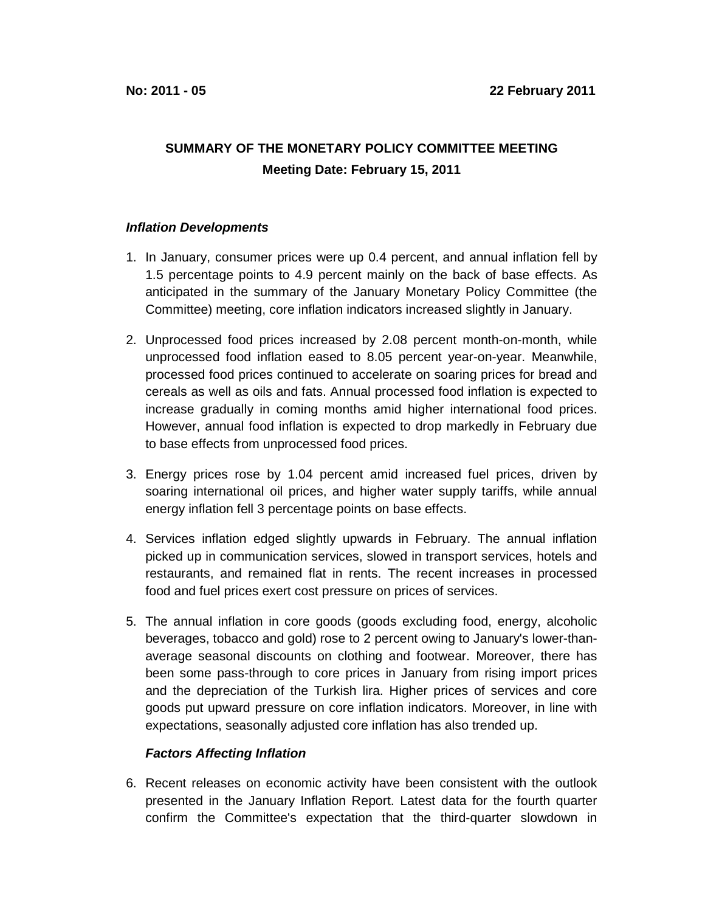**No: 2011 - 05** **22 February 2011**

# SUMMARY OF THE MONETARY POLICY COMMITTEE MEETING

## Meeting Date: February 15, 2011

### *Inflation Developments*

1. In January, consumer prices were up 0.4 percent, and annual inflation fell by 1.5 percentage points to 4.9 percent mainly on the back of base effects. As anticipated in the summary of the January Monetary Policy Committee (the Committee) meeting, core inflation indicators increased slightly in January.

2. Unprocessed food prices increased by 2.08 percent month-on-month, while unprocessed food inflation eased to 8.05 percent year-on-year. Meanwhile, processed food prices continued to accelerate on soaring prices for bread and cereals as well as oils and fats. Annual processed food inflation is expected to increase gradually in coming months amid higher international food prices. However, annual food inflation is expected to drop markedly in February due to base effects from unprocessed food prices.

3. Energy prices rose by 1.04 percent amid increased fuel prices, driven by soaring international oil prices, and higher water supply tariffs, while annual energy inflation fell 3 percentage points on base effects.

4. Services inflation edged slightly upwards in February. The annual inflation picked up in communication services, slowed in transport services, hotels and restaurants, and remained flat in rents. The recent increases in processed food and fuel prices exert cost pressure on prices of services.

5. The annual inflation in core goods (goods excluding food, energy, alcoholic beverages, tobacco and gold) rose to 2 percent owing to January's lower-than-average seasonal discounts on clothing and footwear. Moreover, there has been some pass-through to core prices in January from rising import prices and the depreciation of the Turkish lira. Higher prices of services and core goods put upward pressure on core inflation indicators. Moreover, in line with expectations, seasonally adjusted core inflation has also trended up.

### *Factors Affecting Inflation*

6. Recent releases on economic activity have been consistent with the outlook presented in the January Inflation Report. Latest data for the fourth quarter confirm the Committee's expectation that the third-quarter slowdown in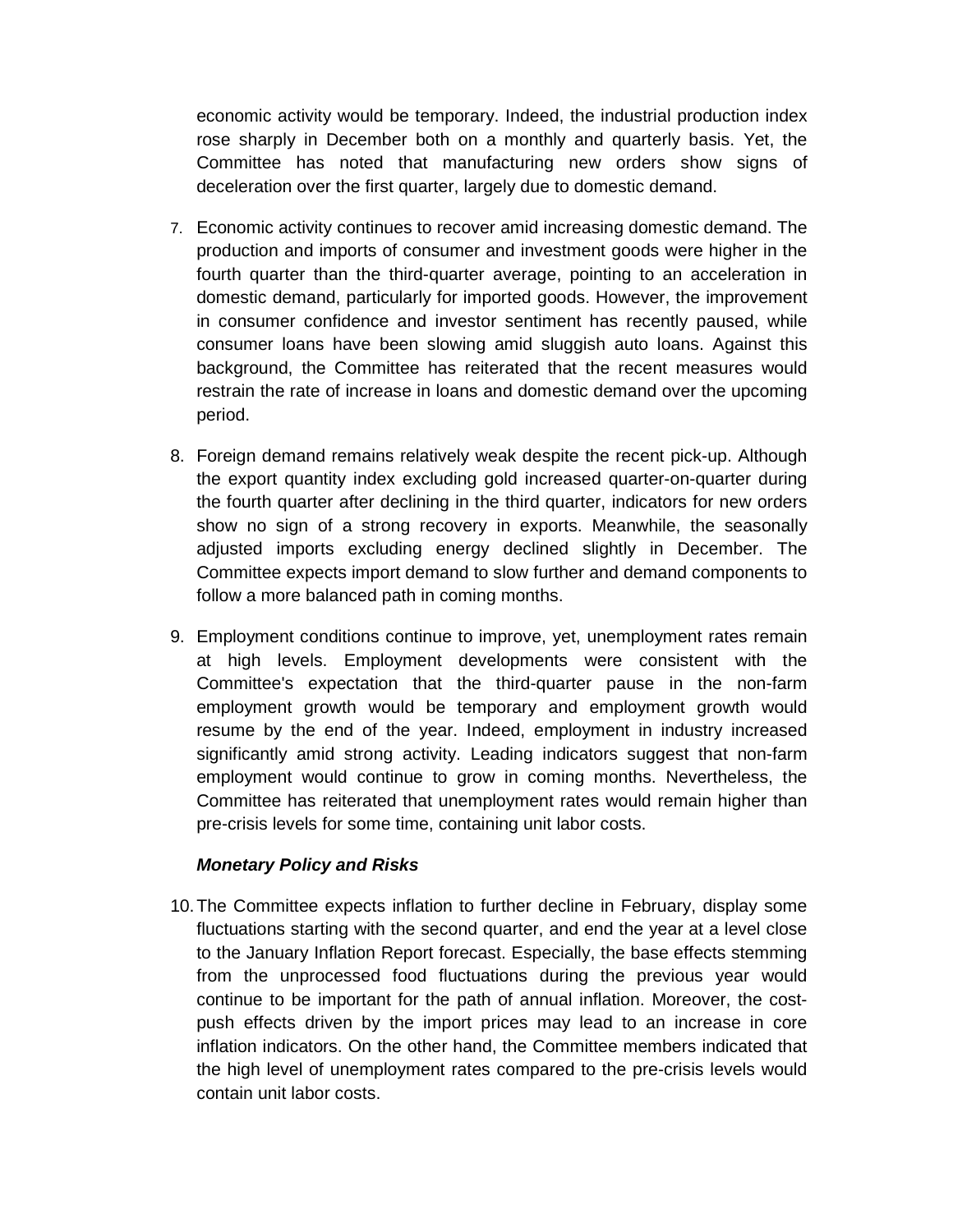economic activity would be temporary. Indeed, the industrial production index rose sharply in December both on a monthly and quarterly basis. Yet, the Committee has noted that manufacturing new orders show signs of deceleration over the first quarter, largely due to domestic demand.

7. Economic activity continues to recover amid increasing domestic demand. The production and imports of consumer and investment goods were higher in the fourth quarter than the third-quarter average, pointing to an acceleration in domestic demand, particularly for imported goods. However, the improvement in consumer confidence and investor sentiment has recently paused, while consumer loans have been slowing amid sluggish auto loans. Against this background, the Committee has reiterated that the recent measures would restrain the rate of increase in loans and domestic demand over the upcoming period.

8. Foreign demand remains relatively weak despite the recent pick-up. Although the export quantity index excluding gold increased quarter-on-quarter during the fourth quarter after declining in the third quarter, indicators for new orders show no sign of a strong recovery in exports. Meanwhile, the seasonally adjusted imports excluding energy declined slightly in December. The Committee expects import demand to slow further and demand components to follow a more balanced path in coming months.

9. Employment conditions continue to improve, yet, unemployment rates remain at high levels. Employment developments were consistent with the Committee's expectation that the third-quarter pause in the non-farm employment growth would be temporary and employment growth would resume by the end of the year. Indeed, employment in industry increased significantly amid strong activity. Leading indicators suggest that non-farm employment would continue to grow in coming months. Nevertheless, the Committee has reiterated that unemployment rates would remain higher than pre-crisis levels for some time, containing unit labor costs.

***Monetary Policy and Risks***

10. The Committee expects inflation to further decline in February, display some fluctuations starting with the second quarter, and end the year at a level close to the January Inflation Report forecast. Especially, the base effects stemming from the unprocessed food fluctuations during the previous year would continue to be important for the path of annual inflation. Moreover, the cost-push effects driven by the import prices may lead to an increase in core inflation indicators. On the other hand, the Committee members indicated that the high level of unemployment rates compared to the pre-crisis levels would contain unit labor costs.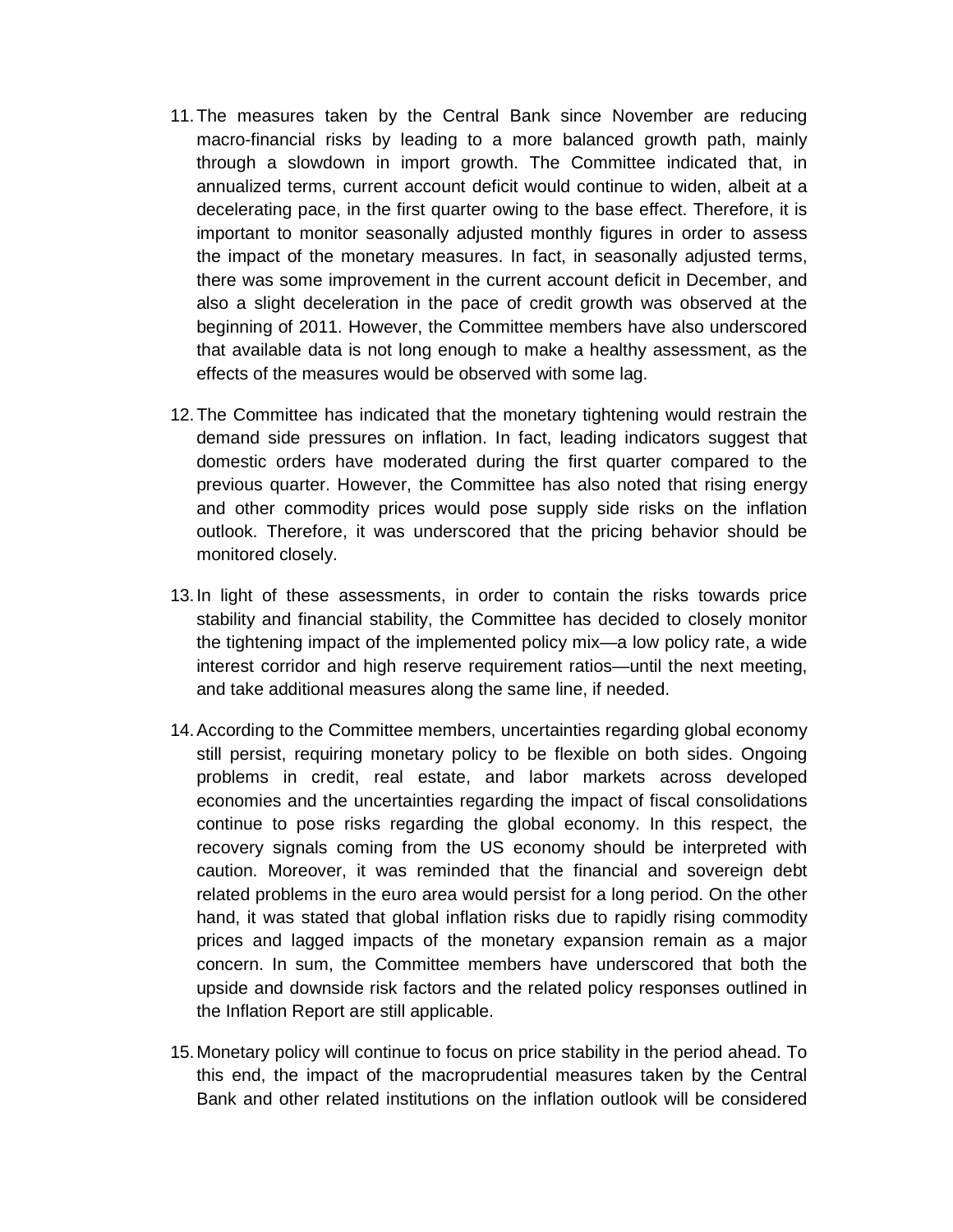11. The measures taken by the Central Bank since November are reducing macro-financial risks by leading to a more balanced growth path, mainly through a slowdown in import growth. The Committee indicated that, in annualized terms, current account deficit would continue to widen, albeit at a decelerating pace, in the first quarter owing to the base effect. Therefore, it is important to monitor seasonally adjusted monthly figures in order to assess the impact of the monetary measures. In fact, in seasonally adjusted terms, there was some improvement in the current account deficit in December, and also a slight deceleration in the pace of credit growth was observed at the beginning of 2011. However, the Committee members have also underscored that available data is not long enough to make a healthy assessment, as the effects of the measures would be observed with some lag.

12. The Committee has indicated that the monetary tightening would restrain the demand side pressures on inflation. In fact, leading indicators suggest that domestic orders have moderated during the first quarter compared to the previous quarter. However, the Committee has also noted that rising energy and other commodity prices would pose supply side risks on the inflation outlook. Therefore, it was underscored that the pricing behavior should be monitored closely.

13. In light of these assessments, in order to contain the risks towards price stability and financial stability, the Committee has decided to closely monitor the tightening impact of the implemented policy mix—a low policy rate, a wide interest corridor and high reserve requirement ratios—until the next meeting, and take additional measures along the same line, if needed.

14. According to the Committee members, uncertainties regarding global economy still persist, requiring monetary policy to be flexible on both sides. Ongoing problems in credit, real estate, and labor markets across developed economies and the uncertainties regarding the impact of fiscal consolidations continue to pose risks regarding the global economy. In this respect, the recovery signals coming from the US economy should be interpreted with caution. Moreover, it was reminded that the financial and sovereign debt related problems in the euro area would persist for a long period. On the other hand, it was stated that global inflation risks due to rapidly rising commodity prices and lagged impacts of the monetary expansion remain as a major concern. In sum, the Committee members have underscored that both the upside and downside risk factors and the related policy responses outlined in the Inflation Report are still applicable.

15. Monetary policy will continue to focus on price stability in the period ahead. To this end, the impact of the macroprudential measures taken by the Central Bank and other related institutions on the inflation outlook will be considered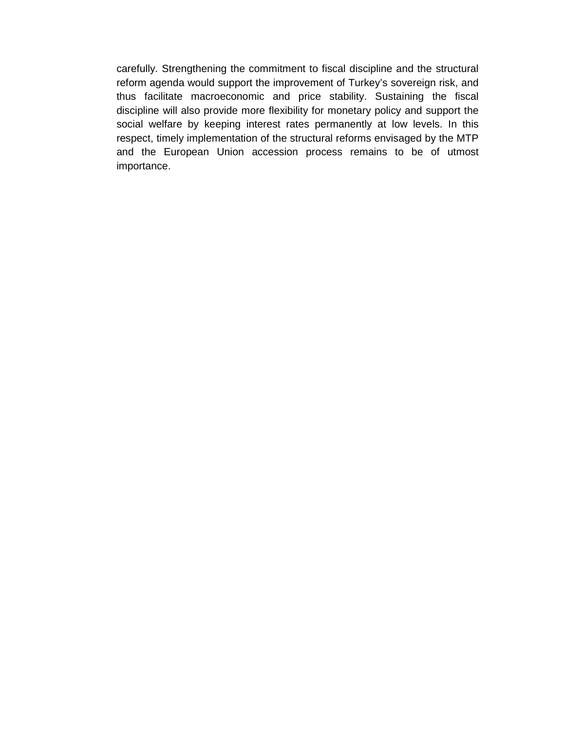carefully. Strengthening the commitment to fiscal discipline and the structural reform agenda would support the improvement of Turkey's sovereign risk, and thus facilitate macroeconomic and price stability. Sustaining the fiscal discipline will also provide more flexibility for monetary policy and support the social welfare by keeping interest rates permanently at low levels. In this respect, timely implementation of the structural reforms envisaged by the MTP and the European Union accession process remains to be of utmost importance.